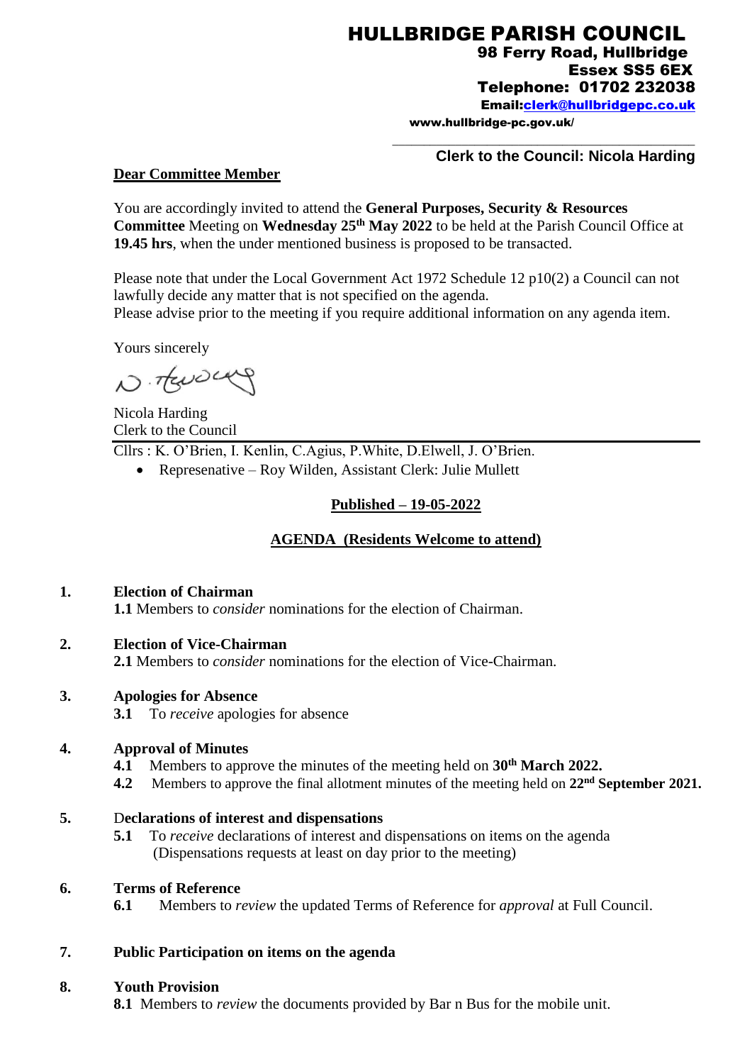# HULLBRIDGE PARISH COUNCIL

**98 Ferry Road, Hullbridge**
**Essex SS5 6EX**
**Telephone: 01702 232038**
**Email:[clerk@hullbridgepc.co.uk](mailto:clerk@hullbridgepc.co.uk)**
**www.hullbridge-pc.gov.uk/**

**Clerk to the Council: Nicola Harding**

**Dear Committee Member**

You are accordingly invited to attend the **General Purposes, Security & Resources Committee** Meeting on **Wednesday 25th May 2022** to be held at the Parish Council Office at **19.45 hrs**, when the under mentioned business is proposed to be transacted.

Please note that under the Local Government Act 1972 Schedule 12 p10(2) a Council can not lawfully decide any matter that is not specified on the agenda.
Please advise prior to the meeting if you require additional information on any agenda item.

Yours sincerely

N. Harding

Nicola Harding
Clerk to the Council

Cllrs : K. O'Brien, I. Kenlin, C.Agius, P.White, D.Elwell, J. O'Brien.

- Represenative – Roy Wilden, Assistant Clerk: Julie Mullett

**Published – 19-05-2022**

**AGENDA (Residents Welcome to attend)**

**1. Election of Chairman**
**1.1** Members to *consider* nominations for the election of Chairman.

**2. Election of Vice-Chairman**
**2.1** Members to *consider* nominations for the election of Vice-Chairman.

**3. Apologies for Absence**
**3.1** To *receive* apologies for absence

**4. Approval of Minutes**
**4.1** Members to approve the minutes of the meeting held on **30th March 2022.**
**4.2** Members to approve the final allotment minutes of the meeting held on **22nd September 2021.**

**5. Declarations of interest and dispensations**
**5.1** To *receive* declarations of interest and dispensations on items on the agenda (Dispensations requests at least on day prior to the meeting)

**6. Terms of Reference**
**6.1** Members to *review* the updated Terms of Reference for *approval* at Full Council.

**7. Public Participation on items on the agenda**

**8. Youth Provision**
**8.1** Members to *review* the documents provided by Bar n Bus for the mobile unit.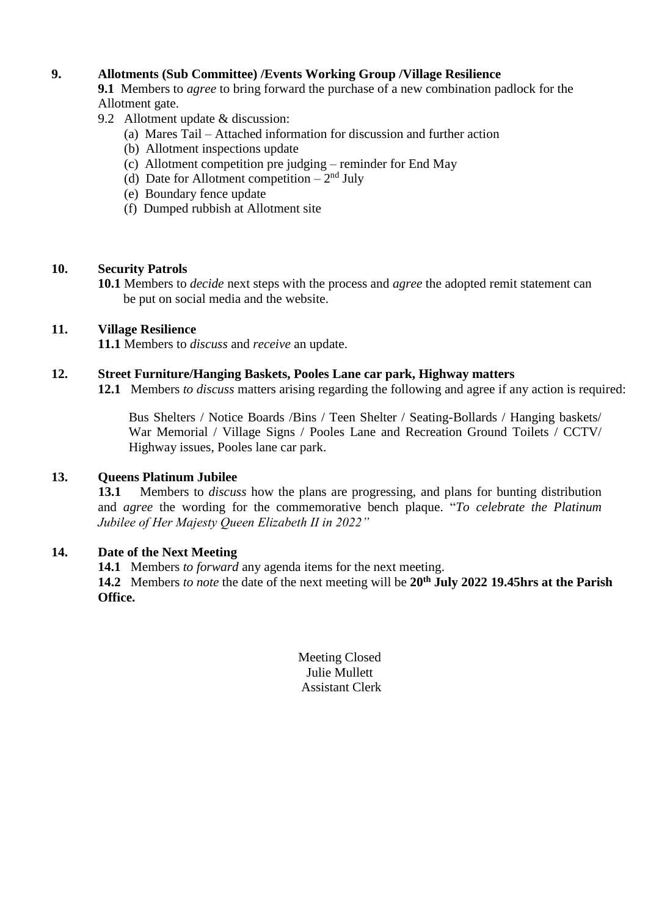## 9. Allotments (Sub Committee) /Events Working Group /Village Resilience

**9.1** Members to *agree* to bring forward the purchase of a new combination padlock for the Allotment gate.

9.2 Allotment update & discussion:

(a) Mares Tail – Attached information for discussion and further action
(b) Allotment inspections update
(c) Allotment competition pre judging – reminder for End May
(d) Date for Allotment competition – 2nd July
(e) Boundary fence update
(f) Dumped rubbish at Allotment site

## 10. Security Patrols

**10.1** Members to *decide* next steps with the process and *agree* the adopted remit statement can be put on social media and the website.

## 11. Village Resilience

**11.1** Members to *discuss* and *receive* an update.

## 12. Street Furniture/Hanging Baskets, Pooles Lane car park, Highway matters

**12.1** Members *to discuss* matters arising regarding the following and agree if any action is required:

Bus Shelters / Notice Boards /Bins / Teen Shelter / Seating-Bollards / Hanging baskets/ War Memorial / Village Signs / Pooles Lane and Recreation Ground Toilets / CCTV/ Highway issues, Pooles lane car park.

## 13. Queens Platinum Jubilee

**13.1** Members to *discuss* how the plans are progressing, and plans for bunting distribution and *agree* the wording for the commemorative bench plaque. "*To celebrate the Platinum Jubilee of Her Majesty Queen Elizabeth II in 2022"*

## 14. Date of the Next Meeting

**14.1** Members *to forward* any agenda items for the next meeting.

**14.2** Members *to note* the date of the next meeting will be **20th July 2022 19.45hrs at the Parish Office.**

Meeting Closed
Julie Mullett
Assistant Clerk